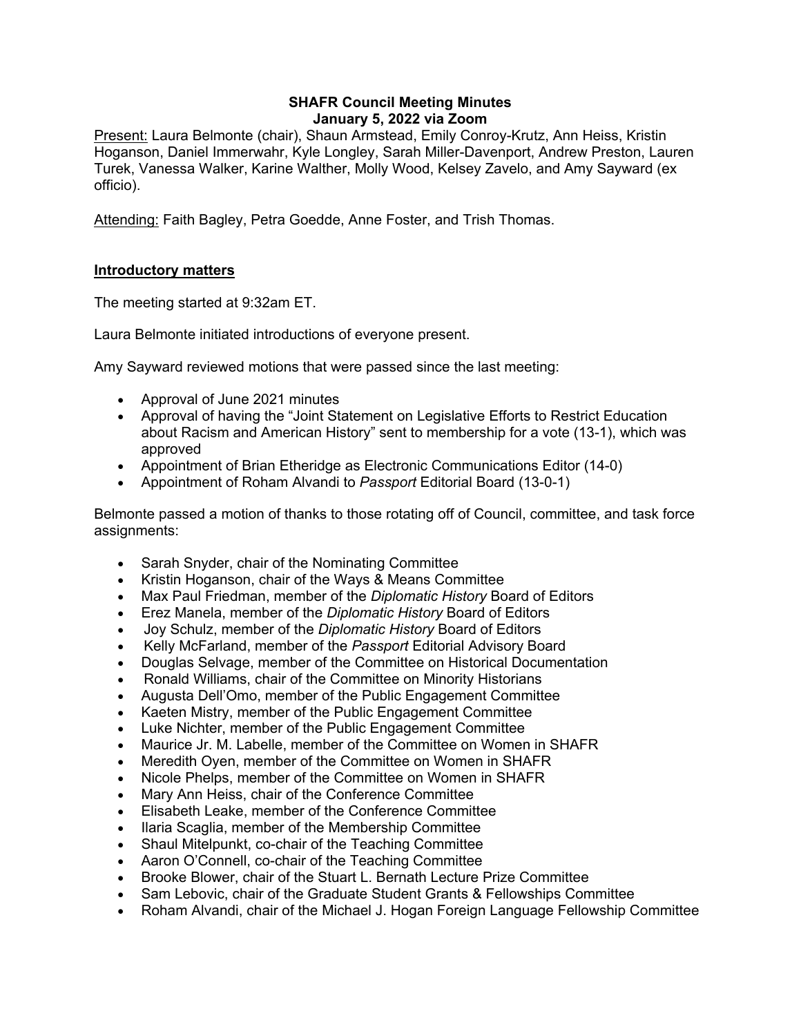**SHAFR Council Meeting Minutes**
**January 5, 2022 via Zoom**

Present: Laura Belmonte (chair), Shaun Armstead, Emily Conroy-Krutz, Ann Heiss, Kristin Hoganson, Daniel Immerwahr, Kyle Longley, Sarah Miller-Davenport, Andrew Preston, Lauren Turek, Vanessa Walker, Karine Walther, Molly Wood, Kelsey Zavelo, and Amy Sayward (ex officio).

Attending: Faith Bagley, Petra Goedde, Anne Foster, and Trish Thomas.

## Introductory matters

The meeting started at 9:32am ET.

Laura Belmonte initiated introductions of everyone present.

Amy Sayward reviewed motions that were passed since the last meeting:

- Approval of June 2021 minutes
- Approval of having the "Joint Statement on Legislative Efforts to Restrict Education about Racism and American History" sent to membership for a vote (13-1), which was approved
- Appointment of Brian Etheridge as Electronic Communications Editor (14-0)
- Appointment of Roham Alvandi to *Passport* Editorial Board (13-0-1)

Belmonte passed a motion of thanks to those rotating off of Council, committee, and task force assignments:

- Sarah Snyder, chair of the Nominating Committee
- Kristin Hoganson, chair of the Ways & Means Committee
- Max Paul Friedman, member of the *Diplomatic History* Board of Editors
- Erez Manela, member of the *Diplomatic History* Board of Editors
- Joy Schulz, member of the *Diplomatic History* Board of Editors
- Kelly McFarland, member of the *Passport* Editorial Advisory Board
- Douglas Selvage, member of the Committee on Historical Documentation
- Ronald Williams, chair of the Committee on Minority Historians
- Augusta Dell'Omo, member of the Public Engagement Committee
- Kaeten Mistry, member of the Public Engagement Committee
- Luke Nichter, member of the Public Engagement Committee
- Maurice Jr. M. Labelle, member of the Committee on Women in SHAFR
- Meredith Oyen, member of the Committee on Women in SHAFR
- Nicole Phelps, member of the Committee on Women in SHAFR
- Mary Ann Heiss, chair of the Conference Committee
- Elisabeth Leake, member of the Conference Committee
- Ilaria Scaglia, member of the Membership Committee
- Shaul Mitelpunkt, co-chair of the Teaching Committee
- Aaron O'Connell, co-chair of the Teaching Committee
- Brooke Blower, chair of the Stuart L. Bernath Lecture Prize Committee
- Sam Lebovic, chair of the Graduate Student Grants & Fellowships Committee
- Roham Alvandi, chair of the Michael J. Hogan Foreign Language Fellowship Committee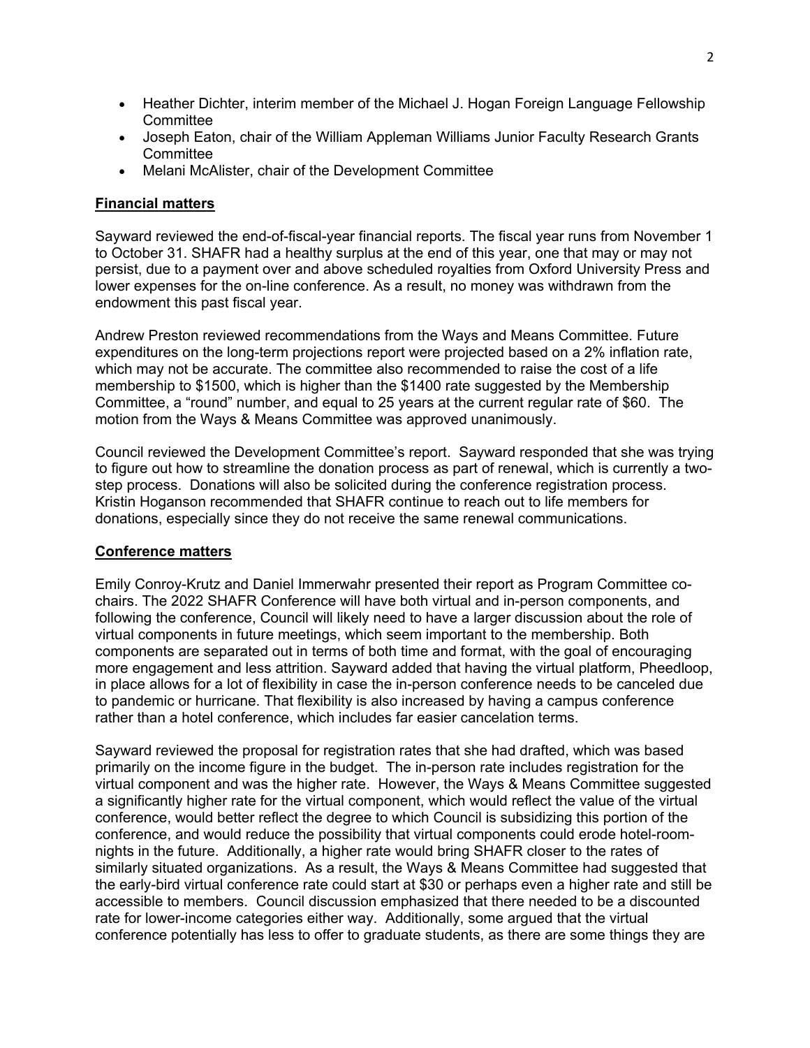- Heather Dichter, interim member of the Michael J. Hogan Foreign Language Fellowship Committee
- Joseph Eaton, chair of the William Appleman Williams Junior Faculty Research Grants Committee
- Melani McAlister, chair of the Development Committee

**Financial matters**

Sayward reviewed the end-of-fiscal-year financial reports. The fiscal year runs from November 1 to October 31. SHAFR had a healthy surplus at the end of this year, one that may or may not persist, due to a payment over and above scheduled royalties from Oxford University Press and lower expenses for the on-line conference. As a result, no money was withdrawn from the endowment this past fiscal year.

Andrew Preston reviewed recommendations from the Ways and Means Committee. Future expenditures on the long-term projections report were projected based on a 2% inflation rate, which may not be accurate. The committee also recommended to raise the cost of a life membership to $1500, which is higher than the $1400 rate suggested by the Membership Committee, a "round" number, and equal to 25 years at the current regular rate of $60. The motion from the Ways & Means Committee was approved unanimously.

Council reviewed the Development Committee's report. Sayward responded that she was trying to figure out how to streamline the donation process as part of renewal, which is currently a two-step process. Donations will also be solicited during the conference registration process. Kristin Hoganson recommended that SHAFR continue to reach out to life members for donations, especially since they do not receive the same renewal communications.

**Conference matters**

Emily Conroy-Krutz and Daniel Immerwahr presented their report as Program Committee co-chairs. The 2022 SHAFR Conference will have both virtual and in-person components, and following the conference, Council will likely need to have a larger discussion about the role of virtual components in future meetings, which seem important to the membership. Both components are separated out in terms of both time and format, with the goal of encouraging more engagement and less attrition. Sayward added that having the virtual platform, Pheedloop, in place allows for a lot of flexibility in case the in-person conference needs to be canceled due to pandemic or hurricane. That flexibility is also increased by having a campus conference rather than a hotel conference, which includes far easier cancelation terms.

Sayward reviewed the proposal for registration rates that she had drafted, which was based primarily on the income figure in the budget. The in-person rate includes registration for the virtual component and was the higher rate. However, the Ways & Means Committee suggested a significantly higher rate for the virtual component, which would reflect the value of the virtual conference, would better reflect the degree to which Council is subsidizing this portion of the conference, and would reduce the possibility that virtual components could erode hotel-room-nights in the future. Additionally, a higher rate would bring SHAFR closer to the rates of similarly situated organizations. As a result, the Ways & Means Committee had suggested that the early-bird virtual conference rate could start at $30 or perhaps even a higher rate and still be accessible to members. Council discussion emphasized that there needed to be a discounted rate for lower-income categories either way. Additionally, some argued that the virtual conference potentially has less to offer to graduate students, as there are some things they are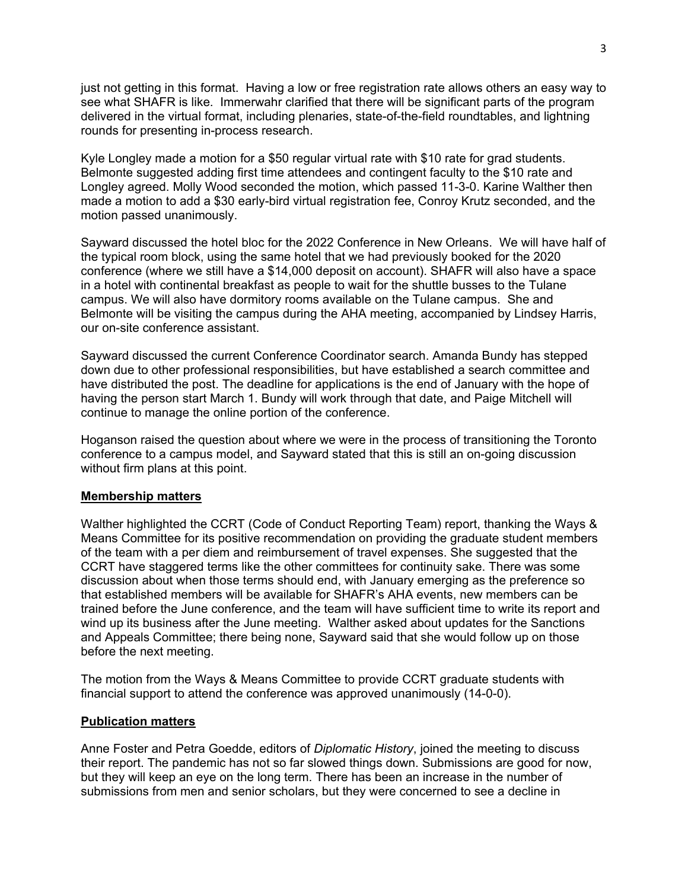just not getting in this format. Having a low or free registration rate allows others an easy way to see what SHAFR is like. Immerwahr clarified that there will be significant parts of the program delivered in the virtual format, including plenaries, state-of-the-field roundtables, and lightning rounds for presenting in-process research.

Kyle Longley made a motion for a \$50 regular virtual rate with \$10 rate for grad students. Belmonte suggested adding first time attendees and contingent faculty to the \$10 rate and Longley agreed. Molly Wood seconded the motion, which passed 11-3-0. Karine Walther then made a motion to add a \$30 early-bird virtual registration fee, Conroy Krutz seconded, and the motion passed unanimously.

Sayward discussed the hotel bloc for the 2022 Conference in New Orleans. We will have half of the typical room block, using the same hotel that we had previously booked for the 2020 conference (where we still have a \$14,000 deposit on account). SHAFR will also have a space in a hotel with continental breakfast as people to wait for the shuttle busses to the Tulane campus. We will also have dormitory rooms available on the Tulane campus. She and Belmonte will be visiting the campus during the AHA meeting, accompanied by Lindsey Harris, our on-site conference assistant.

Sayward discussed the current Conference Coordinator search. Amanda Bundy has stepped down due to other professional responsibilities, but have established a search committee and have distributed the post. The deadline for applications is the end of January with the hope of having the person start March 1. Bundy will work through that date, and Paige Mitchell will continue to manage the online portion of the conference.

Hoganson raised the question about where we were in the process of transitioning the Toronto conference to a campus model, and Sayward stated that this is still an on-going discussion without firm plans at this point.

**Membership matters**

Walther highlighted the CCRT (Code of Conduct Reporting Team) report, thanking the Ways & Means Committee for its positive recommendation on providing the graduate student members of the team with a per diem and reimbursement of travel expenses. She suggested that the CCRT have staggered terms like the other committees for continuity sake. There was some discussion about when those terms should end, with January emerging as the preference so that established members will be available for SHAFR's AHA events, new members can be trained before the June conference, and the team will have sufficient time to write its report and wind up its business after the June meeting. Walther asked about updates for the Sanctions and Appeals Committee; there being none, Sayward said that she would follow up on those before the next meeting.

The motion from the Ways & Means Committee to provide CCRT graduate students with financial support to attend the conference was approved unanimously (14-0-0).

**Publication matters**

Anne Foster and Petra Goedde, editors of *Diplomatic History*, joined the meeting to discuss their report. The pandemic has not so far slowed things down. Submissions are good for now, but they will keep an eye on the long term. There has been an increase in the number of submissions from men and senior scholars, but they were concerned to see a decline in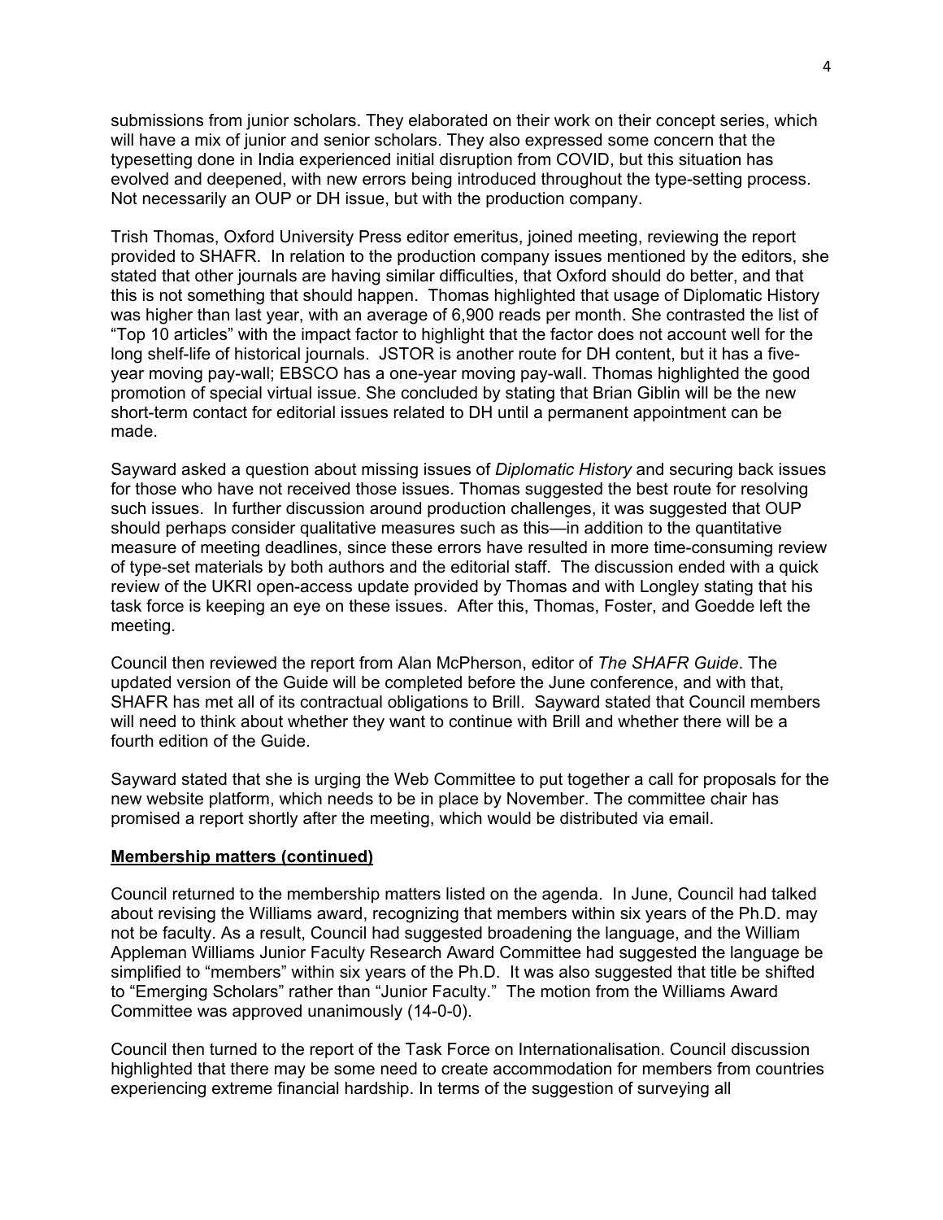submissions from junior scholars. They elaborated on their work on their concept series, which will have a mix of junior and senior scholars. They also expressed some concern that the typesetting done in India experienced initial disruption from COVID, but this situation has evolved and deepened, with new errors being introduced throughout the type-setting process. Not necessarily an OUP or DH issue, but with the production company.

Trish Thomas, Oxford University Press editor emeritus, joined meeting, reviewing the report provided to SHAFR. In relation to the production company issues mentioned by the editors, she stated that other journals are having similar difficulties, that Oxford should do better, and that this is not something that should happen. Thomas highlighted that usage of Diplomatic History was higher than last year, with an average of 6,900 reads per month. She contrasted the list of "Top 10 articles" with the impact factor to highlight that the factor does not account well for the long shelf-life of historical journals. JSTOR is another route for DH content, but it has a five-year moving pay-wall; EBSCO has a one-year moving pay-wall. Thomas highlighted the good promotion of special virtual issue. She concluded by stating that Brian Giblin will be the new short-term contact for editorial issues related to DH until a permanent appointment can be made.

Sayward asked a question about missing issues of *Diplomatic History* and securing back issues for those who have not received those issues. Thomas suggested the best route for resolving such issues. In further discussion around production challenges, it was suggested that OUP should perhaps consider qualitative measures such as this—in addition to the quantitative measure of meeting deadlines, since these errors have resulted in more time-consuming review of type-set materials by both authors and the editorial staff. The discussion ended with a quick review of the UKRI open-access update provided by Thomas and with Longley stating that his task force is keeping an eye on these issues. After this, Thomas, Foster, and Goedde left the meeting.

Council then reviewed the report from Alan McPherson, editor of *The SHAFR Guide*. The updated version of the Guide will be completed before the June conference, and with that, SHAFR has met all of its contractual obligations to Brill. Sayward stated that Council members will need to think about whether they want to continue with Brill and whether there will be a fourth edition of the Guide.

Sayward stated that she is urging the Web Committee to put together a call for proposals for the new website platform, which needs to be in place by November. The committee chair has promised a report shortly after the meeting, which would be distributed via email.

**Membership matters (continued)**

Council returned to the membership matters listed on the agenda. In June, Council had talked about revising the Williams award, recognizing that members within six years of the Ph.D. may not be faculty. As a result, Council had suggested broadening the language, and the William Appleman Williams Junior Faculty Research Award Committee had suggested the language be simplified to "members" within six years of the Ph.D. It was also suggested that title be shifted to "Emerging Scholars" rather than "Junior Faculty." The motion from the Williams Award Committee was approved unanimously (14-0-0).

Council then turned to the report of the Task Force on Internationalisation. Council discussion highlighted that there may be some need to create accommodation for members from countries experiencing extreme financial hardship. In terms of the suggestion of surveying all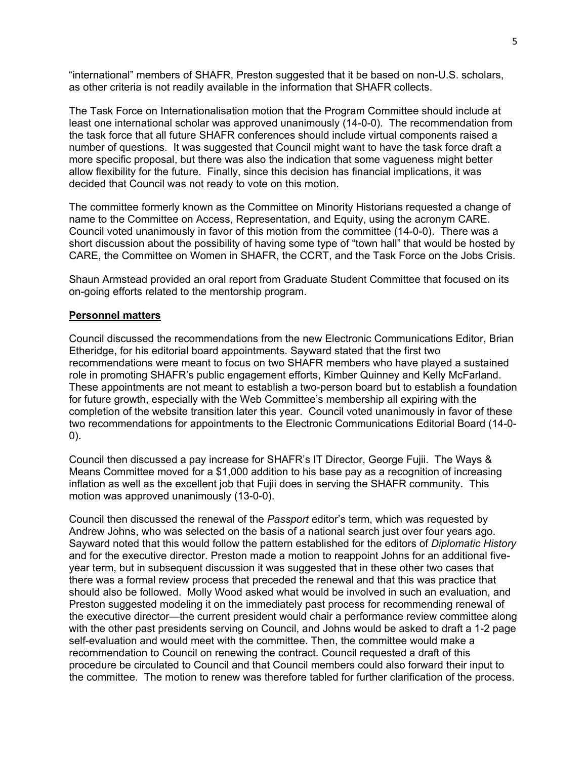"international" members of SHAFR, Preston suggested that it be based on non-U.S. scholars, as other criteria is not readily available in the information that SHAFR collects.

The Task Force on Internationalisation motion that the Program Committee should include at least one international scholar was approved unanimously (14-0-0). The recommendation from the task force that all future SHAFR conferences should include virtual components raised a number of questions. It was suggested that Council might want to have the task force draft a more specific proposal, but there was also the indication that some vagueness might better allow flexibility for the future. Finally, since this decision has financial implications, it was decided that Council was not ready to vote on this motion.

The committee formerly known as the Committee on Minority Historians requested a change of name to the Committee on Access, Representation, and Equity, using the acronym CARE. Council voted unanimously in favor of this motion from the committee (14-0-0). There was a short discussion about the possibility of having some type of "town hall" that would be hosted by CARE, the Committee on Women in SHAFR, the CCRT, and the Task Force on the Jobs Crisis.

Shaun Armstead provided an oral report from Graduate Student Committee that focused on its on-going efforts related to the mentorship program.

**Personnel matters**

Council discussed the recommendations from the new Electronic Communications Editor, Brian Etheridge, for his editorial board appointments. Sayward stated that the first two recommendations were meant to focus on two SHAFR members who have played a sustained role in promoting SHAFR's public engagement efforts, Kimber Quinney and Kelly McFarland. These appointments are not meant to establish a two-person board but to establish a foundation for future growth, especially with the Web Committee's membership all expiring with the completion of the website transition later this year. Council voted unanimously in favor of these two recommendations for appointments to the Electronic Communications Editorial Board (14-0-0).

Council then discussed a pay increase for SHAFR's IT Director, George Fujii. The Ways & Means Committee moved for a $1,000 addition to his base pay as a recognition of increasing inflation as well as the excellent job that Fujii does in serving the SHAFR community. This motion was approved unanimously (13-0-0).

Council then discussed the renewal of the *Passport* editor's term, which was requested by Andrew Johns, who was selected on the basis of a national search just over four years ago. Sayward noted that this would follow the pattern established for the editors of *Diplomatic History* and for the executive director. Preston made a motion to reappoint Johns for an additional five-year term, but in subsequent discussion it was suggested that in these other two cases that there was a formal review process that preceded the renewal and that this was practice that should also be followed. Molly Wood asked what would be involved in such an evaluation, and Preston suggested modeling it on the immediately past process for recommending renewal of the executive director—the current president would chair a performance review committee along with the other past presidents serving on Council, and Johns would be asked to draft a 1-2 page self-evaluation and would meet with the committee. Then, the committee would make a recommendation to Council on renewing the contract. Council requested a draft of this procedure be circulated to Council and that Council members could also forward their input to the committee. The motion to renew was therefore tabled for further clarification of the process.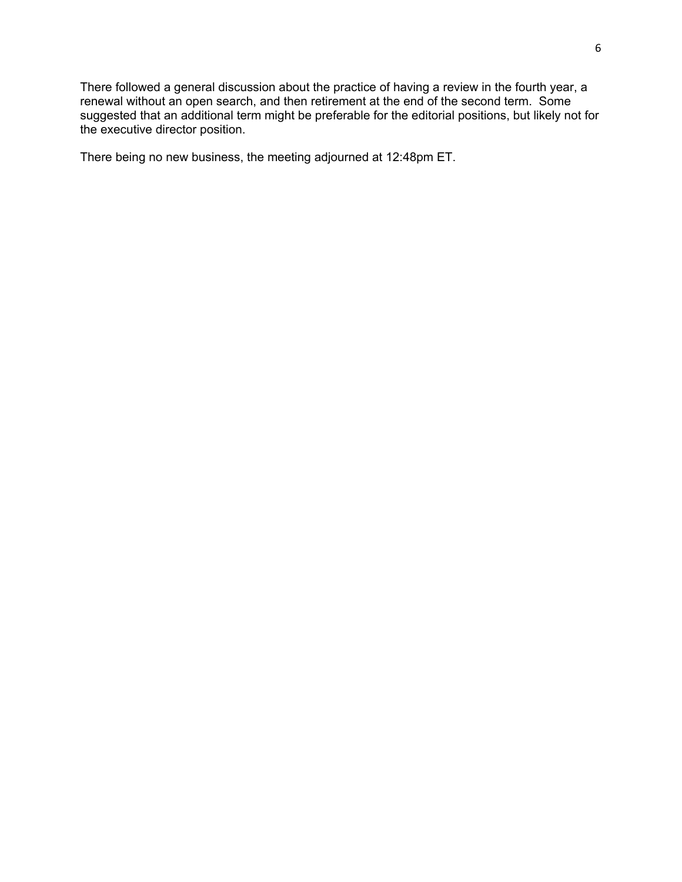There followed a general discussion about the practice of having a review in the fourth year, a renewal without an open search, and then retirement at the end of the second term. Some suggested that an additional term might be preferable for the editorial positions, but likely not for the executive director position.

There being no new business, the meeting adjourned at 12:48pm ET.